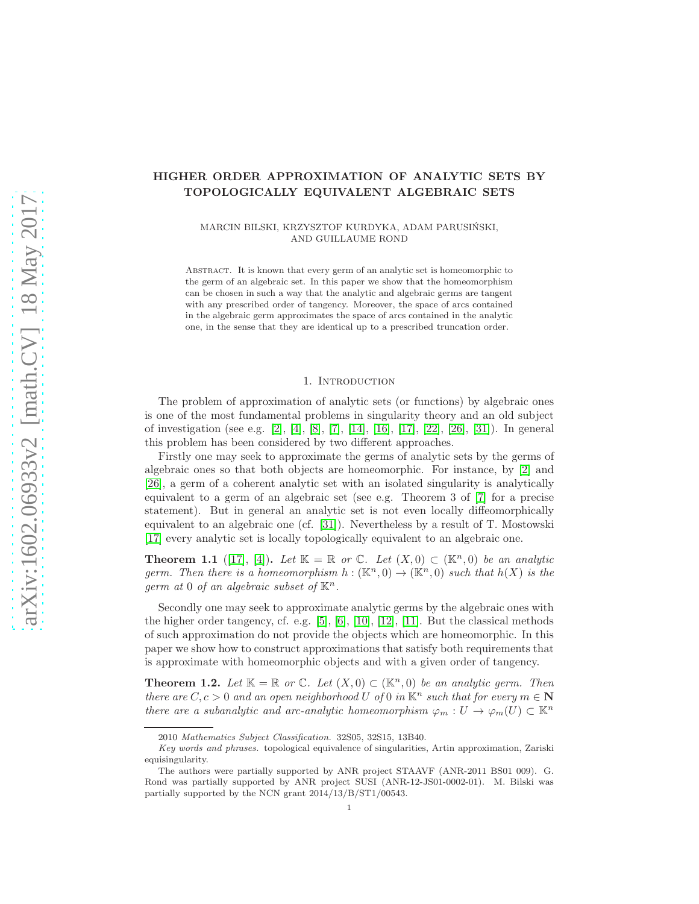# HIGHER ORDER APPROXIMATION OF ANALYTIC SETS BY TOPOLOGICALLY EQUIVALENT ALGEBRAIC SETS

MARCIN BILSKI, KRZYSZTOF KURDYKA, ADAM PARUSIŃSKI, AND GUILLAUME ROND

Abstract. It is known that every germ of an analytic set is homeomorphic to the germ of an algebraic set. In this paper we show that the homeomorphism can be chosen in such a way that the analytic and algebraic germs are tangent with any prescribed order of tangency. Moreover, the space of arcs contained in the algebraic germ approximates the space of arcs contained in the analytic one, in the sense that they are identical up to a prescribed truncation order.

## 1. Introduction

The problem of approximation of analytic sets (or functions) by algebraic ones is one of the most fundamental problems in singularity theory and an old subject of investigation (see e.g. [2], [4], [8], [7], [14], [16], [17], [22], [26], [31]). In general this problem has been considered by two different approaches.

Firstly one may seek to approximate the germs of analytic sets by the germs of algebraic ones so that both objects are homeomorphic. For instance, by [2] and [26], a germ of a coherent analytic set with an isolated singularity is analytically equivalent to a germ of an algebraic set (see e.g. Theorem 3 of [7] for a precise statement). But in general an analytic set is not even locally diffeomorphically equivalent to an algebraic one (cf. [31]). Nevertheless by a result of T. Mostowski [17] every analytic set is locally topologically equivalent to an algebraic one.

**Theorem 1.1** ([17], [4]). *Let $\mathbb{K} = \mathbb{R}$ or $\mathbb{C}$. Let $(X, 0) \subset (\mathbb{K}^n, 0)$ be an analytic germ. Then there is a homeomorphism $h : (\mathbb{K}^n, 0) \to (\mathbb{K}^n, 0)$ such that $h(X)$ is the germ at $0$ of an algebraic subset of $\mathbb{K}^n$.*

Secondly one may seek to approximate analytic germs by the algebraic ones with the higher order tangency, cf. e.g. [5], [6], [10], [12], [11]. But the classical methods of such approximation do not provide the objects which are homeomorphic. In this paper we show how to construct approximations that satisfy both requirements that is approximate with homeomorphic objects and with a given order of tangency.

**Theorem 1.2.** *Let $\mathbb{K} = \mathbb{R}$ or $\mathbb{C}$. Let $(X, 0) \subset (\mathbb{K}^n, 0)$ be an analytic germ. Then there are $C, c > 0$ and an open neighborhood $U$ of $0$ in $\mathbb{K}^n$ such that for every $m \in \mathbf{N}$ there are a subanalytic and arc-analytic homeomorphism $\varphi_m : U \to \varphi_m(U) \subset \mathbb{K}^n$*

2010 *Mathematics Subject Classification.* 32S05, 32S15, 13B40.

*Key words and phrases.* topological equivalence of singularities, Artin approximation, Zariski equisingularity.

The authors were partially supported by ANR project STAAVF (ANR-2011 BS01 009). G. Rond was partially supported by ANR project SUSI (ANR-12-JS01-0002-01). M. Bilski was partially supported by the NCN grant 2014/13/B/ST1/00543.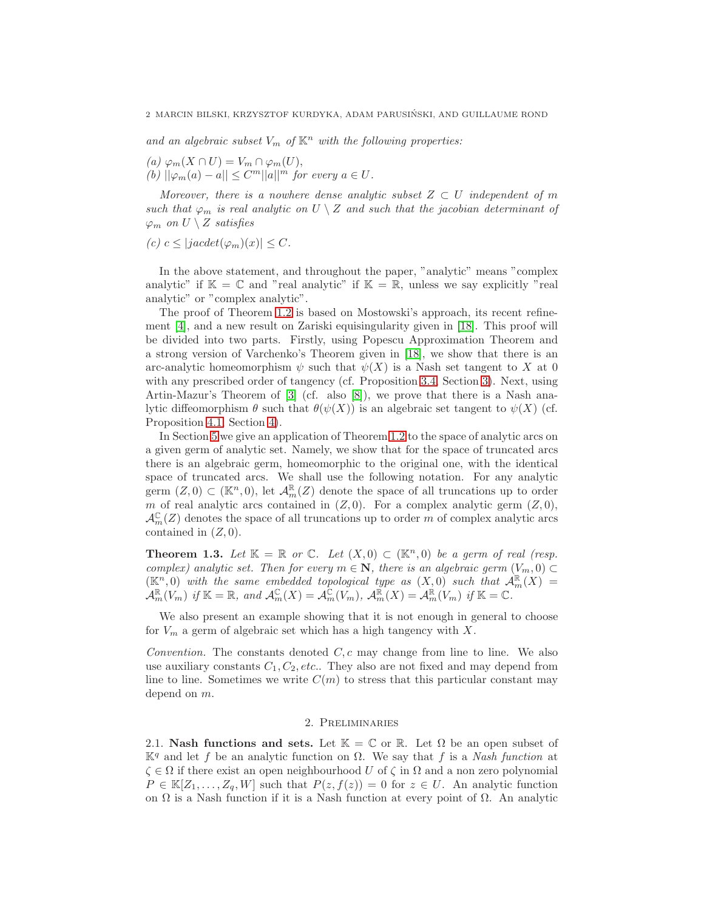*and an algebraic subset $V_m$ of $\mathbb{K}^n$ with the following properties:*

*(a) $\varphi_m(X \cap U) = V_m \cap \varphi_m(U)$,*
*(b) $||\varphi_m(a) - a|| \leq C^m ||a||^m$ for every $a \in U$.*

*Moreover, there is a nowhere dense analytic subset $Z \subset U$ independent of $m$ such that $\varphi_m$ is real analytic on $U \setminus Z$ and such that the jacobian determinant of $\varphi_m$ on $U \setminus Z$ satisfies*

*(c) $c \leq |jacdet(\varphi_m)(x)| \leq C$.*

In the above statement, and throughout the paper, "analytic" means "complex analytic" if $\mathbb{K} = \mathbb{C}$ and "real analytic" if $\mathbb{K} = \mathbb{R}$, unless we say explicitly "real analytic" or "complex analytic".

The proof of Theorem 1.2 is based on Mostowski's approach, its recent refinement [4], and a new result on Zariski equisingularity given in [18]. This proof will be divided into two parts. Firstly, using Popescu Approximation Theorem and a strong version of Varchenko's Theorem given in [18], we show that there is an arc-analytic homeomorphism $\psi$ such that $\psi(X)$ is a Nash set tangent to $X$ at 0 with any prescribed order of tangency (cf. Proposition 3.4, Section 3). Next, using Artin-Mazur's Theorem of [3] (cf. also [8]), we prove that there is a Nash analytic diffeomorphism $\theta$ such that $\theta(\psi(X))$ is an algebraic set tangent to $\psi(X)$ (cf. Proposition 4.1, Section 4).

In Section 5 we give an application of Theorem 1.2 to the space of analytic arcs on a given germ of analytic set. Namely, we show that for the space of truncated arcs there is an algebraic germ, homeomorphic to the original one, with the identical space of truncated arcs. We shall use the following notation. For any analytic germ $(Z, 0) \subset (\mathbb{K}^n, 0)$, let $\mathcal{A}_m^{\mathbb{R}}(Z)$ denote the space of all truncations up to order $m$ of real analytic arcs contained in $(Z, 0)$. For a complex analytic germ $(Z, 0)$, $\mathcal{A}_m^{\mathbb{C}}(Z)$ denotes the space of all truncations up to order $m$ of complex analytic arcs contained in $(Z, 0)$.

**Theorem 1.3.** *Let $\mathbb{K} = \mathbb{R}$ or $\mathbb{C}$. Let $(X, 0) \subset (\mathbb{K}^n, 0)$ be a germ of real (resp. complex) analytic set. Then for every $m \in \mathbf{N}$, there is an algebraic germ $(V_m, 0) \subset (\mathbb{K}^n, 0)$ with the same embedded topological type as $(X, 0)$ such that $\mathcal{A}_m^{\mathbb{R}}(X) = \mathcal{A}_m^{\mathbb{R}}(V_m)$ if $\mathbb{K} = \mathbb{R}$, and $\mathcal{A}_m^{\mathbb{C}}(X) = \mathcal{A}_m^{\mathbb{C}}(V_m)$, $\mathcal{A}_m^{\mathbb{R}}(X) = \mathcal{A}_m^{\mathbb{R}}(V_m)$ if $\mathbb{K} = \mathbb{C}$.*

We also present an example showing that it is not enough in general to choose for $V_m$ a germ of algebraic set which has a high tangency with $X$.

*Convention.* The constants denoted $C, c$ may change from line to line. We also use auxiliary constants $C_1, C_2, etc.$. They also are not fixed and may depend from line to line. Sometimes we write $C(m)$ to stress that this particular constant may depend on $m$.

## 2. Preliminaries

2.1. **Nash functions and sets.** Let $\mathbb{K} = \mathbb{C}$ or $\mathbb{R}$. Let $\Omega$ be an open subset of $\mathbb{K}^q$ and let $f$ be an analytic function on $\Omega$. We say that $f$ is a *Nash function* at $\zeta \in \Omega$ if there exist an open neighbourhood $U$ of $\zeta$ in $\Omega$ and a non zero polynomial $P \in \mathbb{K}[Z_1, \ldots, Z_q, W]$ such that $P(z, f(z)) = 0$ for $z \in U$. An analytic function on $\Omega$ is a Nash function if it is a Nash function at every point of $\Omega$. An analytic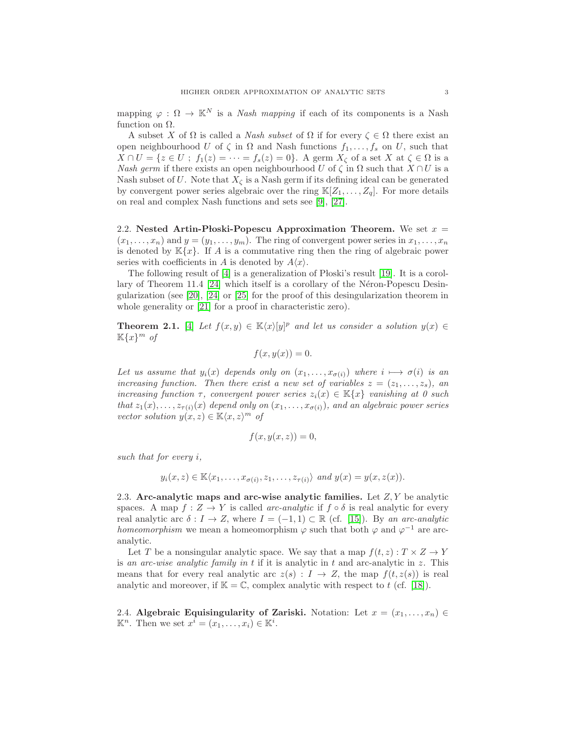mapping $\varphi : \Omega \to \mathbb{K}^N$ is a *Nash mapping* if each of its components is a Nash function on $\Omega$.

A subset $X$ of $\Omega$ is called a *Nash subset* of $\Omega$ if for every $\zeta \in \Omega$ there exist an open neighbourhood $U$ of $\zeta$ in $\Omega$ and Nash functions $f_1, \ldots, f_s$ on $U$, such that $X \cap U = \{z \in U \ ; \ f_1(z) = \cdots = f_s(z) = 0\}$. A germ $X_\zeta$ of a set $X$ at $\zeta \in \Omega$ is a *Nash germ* if there exists an open neighbourhood $U$ of $\zeta$ in $\Omega$ such that $X \cap U$ is a Nash subset of $U$. Note that $X_\zeta$ is a Nash germ if its defining ideal can be generated by convergent power series algebraic over the ring $\mathbb{K}[Z_1, \ldots, Z_q]$. For more details on real and complex Nash functions and sets see [9], [27].

2.2. **Nested Artin-Płoski-Popescu Approximation Theorem.** We set $x = (x_1, \ldots, x_n)$ and $y = (y_1, \ldots, y_m)$. The ring of convergent power series in $x_1, \ldots, x_n$ is denoted by $\mathbb{K}\{x\}$. If $A$ is a commutative ring then the ring of algebraic power series with coefficients in $A$ is denoted by $A\langle x\rangle$.

The following result of [4] is a generalization of Płoski's result [19]. It is a corollary of Theorem 11.4 [24] which itself is a corollary of the Néron-Popescu Desingularization (see [20], [24] or [25] for the proof of this desingularization theorem in whole generality or [21] for a proof in characteristic zero).

**Theorem 2.1.** [4] *Let $f(x, y) \in \mathbb{K}\langle x\rangle[y]^p$ and let us consider a solution $y(x) \in \mathbb{K}\{x\}^m$ of*

$$f(x, y(x)) = 0.$$

*Let us assume that $y_i(x)$ depends only on $(x_1, \ldots, x_{\sigma(i)})$ where $i \longmapsto \sigma(i)$ is an increasing function. Then there exist a new set of variables $z = (z_1, \ldots, z_s)$, an increasing function $\tau$, convergent power series $z_i(x) \in \mathbb{K}\{x\}$ vanishing at 0 such that $z_1(x), \ldots, z_{\tau(i)}(x)$ depend only on $(x_1, \ldots, x_{\sigma(i)})$, and an algebraic power series vector solution $y(x, z) \in \mathbb{K}\langle x, z\rangle^m$ of*

$$f(x, y(x, z)) = 0,$$

*such that for every $i$,*

$$y_i(x, z) \in \mathbb{K}\langle x_1, \ldots, x_{\sigma(i)}, z_1, \ldots, z_{\tau(i)}\rangle \text{ and } y(x) = y(x, z(x)).$$

2.3. **Arc-analytic maps and arc-wise analytic families.** Let $Z, Y$ be analytic spaces. A map $f : Z \to Y$ is called *arc-analytic* if $f \circ \delta$ is real analytic for every real analytic arc $\delta : I \to Z$, where $I = (-1, 1) \subset \mathbb{R}$ (cf. [15]). By *an arc-analytic homeomorphism* we mean a homeomorphism $\varphi$ such that both $\varphi$ and $\varphi^{-1}$ are arc-analytic.

Let $T$ be a nonsingular analytic space. We say that a map $f(t, z) : T \times Z \to Y$ is *an arc-wise analytic family in $t$* if it is analytic in $t$ and arc-analytic in $z$. This means that for every real analytic arc $z(s) : I \to Z$, the map $f(t, z(s))$ is real analytic and moreover, if $\mathbb{K} = \mathbb{C}$, complex analytic with respect to $t$ (cf. [18]).

2.4. **Algebraic Equisingularity of Zariski.** Notation: Let $x = (x_1, \ldots, x_n) \in \mathbb{K}^n$. Then we set $x^i = (x_1, \ldots, x_i) \in \mathbb{K}^i$.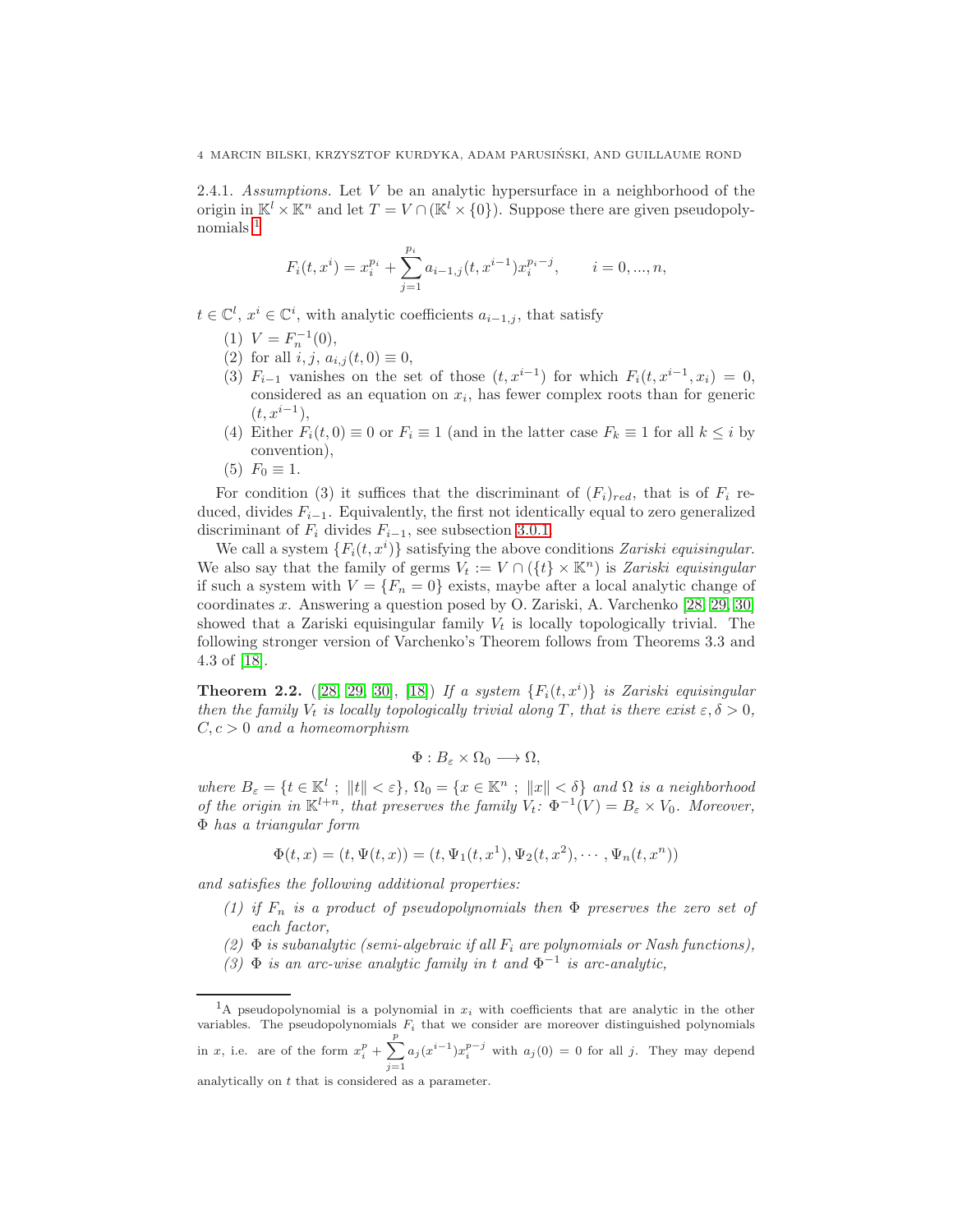2.4.1. *Assumptions.* Let $V$ be an analytic hypersurface in a neighborhood of the origin in $\mathbb{K}^l \times \mathbb{K}^n$ and let $T = V \cap (\mathbb{K}^l \times \{0\})$. Suppose there are given pseudopolynomials [1]

$$F_i(t, x^i) = x_i^{p_i} + \sum_{j=1}^{p_i} a_{i-1,j}(t, x^{i-1}) x_i^{p_i - j}, \qquad i = 0, ..., n,$$

$t \in \mathbb{C}^l$, $x^i \in \mathbb{C}^i$, with analytic coefficients $a_{i-1,j}$, that satisfy

1. $V = F_n^{-1}(0)$,
2. for all $i, j$, $a_{i,j}(t, 0) \equiv 0$,
3. $F_{i-1}$ vanishes on the set of those $(t, x^{i-1})$ for which $F_i(t, x^{i-1}, x_i) = 0$, considered as an equation on $x_i$, has fewer complex roots than for generic $(t, x^{i-1})$,
4. Either $F_i(t, 0) \equiv 0$ or $F_i \equiv 1$ (and in the latter case $F_k \equiv 1$ for all $k \le i$ by convention),
5. $F_0 \equiv 1$.

For condition (3) it suffices that the discriminant of $(F_i)_{red}$, that is of $F_i$ reduced, divides $F_{i-1}$. Equivalently, the first not identically equal to zero generalized discriminant of $F_i$ divides $F_{i-1}$, see subsection 3.0.1.

We call a system $\{F_i(t, x^i)\}$ satisfying the above conditions *Zariski equisingular*. We also say that the family of germs $V_t := V \cap (\{t\} \times \mathbb{K}^n)$ is *Zariski equisingular* if such a system with $V = \{F_n = 0\}$ exists, maybe after a local analytic change of coordinates $x$. Answering a question posed by O. Zariski, A. Varchenko [28, 29, 30] showed that a Zariski equisingular family $V_t$ is locally topologically trivial. The following stronger version of Varchenko's Theorem follows from Theorems 3.3 and 4.3 of [18].

**Theorem 2.2.** ([28, 29, 30], [18]) *If a system $\{F_i(t, x^i)\}$ is Zariski equisingular then the family $V_t$ is locally topologically trivial along $T$, that is there exist $\varepsilon, \delta > 0$, $C, c > 0$ and a homeomorphism*

$$\Phi : B_\varepsilon \times \Omega_0 \longrightarrow \Omega,$$

*where $B_\varepsilon = \{t \in \mathbb{K}^l \ ; \ \|t\| < \varepsilon\}$, $\Omega_0 = \{x \in \mathbb{K}^n \ ; \ \|x\| < \delta\}$ and $\Omega$ is a neighborhood of the origin in $\mathbb{K}^{l+n}$, that preserves the family $V_t$: $\Phi^{-1}(V) = B_\varepsilon \times V_0$. Moreover, $\Phi$ has a triangular form*

$$\Phi(t, x) = (t, \Psi(t, x)) = (t, \Psi_1(t, x^1), \Psi_2(t, x^2), \cdots, \Psi_n(t, x^n))$$

*and satisfies the following additional properties:*

1. *if $F_n$ is a product of pseudopolynomials then $\Phi$ preserves the zero set of each factor,*
2. *$\Phi$ is subanalytic (semi-algebraic if all $F_i$ are polynomials or Nash functions),*
3. *$\Phi$ is an arc-wise analytic family in $t$ and $\Phi^{-1}$ is arc-analytic,*

---

[1] A pseudopolynomial is a polynomial in $x_i$ with coefficients that are analytic in the other variables. The pseudopolynomials $F_i$ that we consider are moreover distinguished polynomials in $x$, i.e. are of the form $x_i^p + \sum_{j=1}^{p} a_j(x^{i-1}) x_i^{p-j}$ with $a_j(0) = 0$ for all $j$. They may depend analytically on $t$ that is considered as a parameter.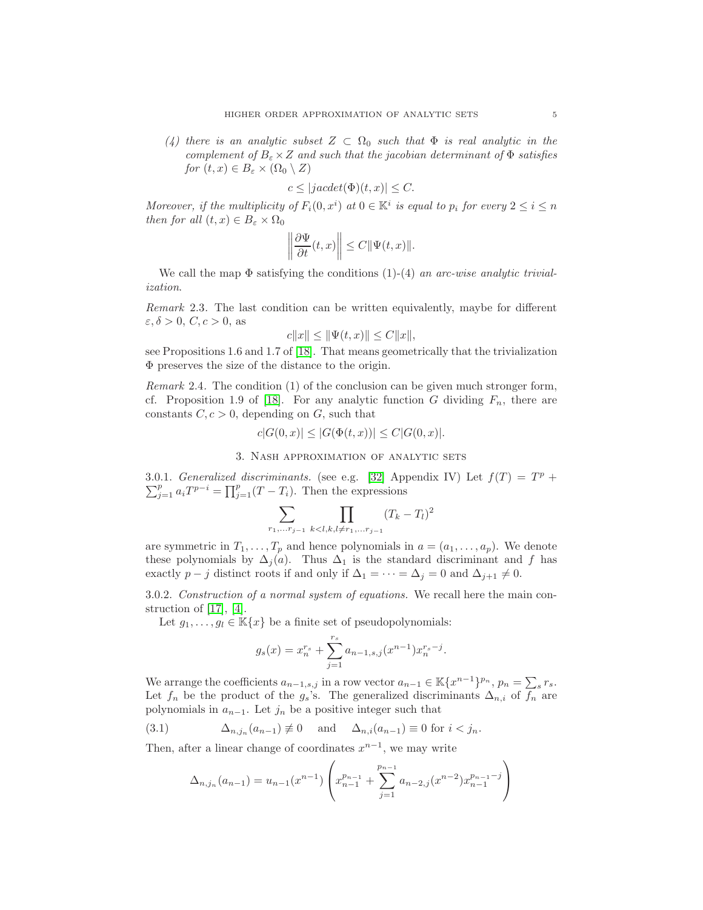*(4) there is an analytic subset $Z \subset \Omega_0$ such that $\Phi$ is real analytic in the complement of $B_\varepsilon \times Z$ and such that the jacobian determinant of $\Phi$ satisfies for $(t,x) \in B_\varepsilon \times (\Omega_0 \setminus Z)$*

$$c \le |jacdet(\Phi)(t,x)| \le C.$$

*Moreover, if the multiplicity of $F_i(0,x^i)$ at $0 \in \mathbb{K}^i$ is equal to $p_i$ for every $2 \le i \le n$ then for all $(t,x) \in B_\varepsilon \times \Omega_0$*

$$\left\| \frac{\partial \Psi}{\partial t}(t,x) \right\| \le C \|\Psi(t,x)\|.$$

We call the map $\Phi$ satisfying the conditions (1)-(4) *an arc-wise analytic trivialization*.

*Remark* 2.3. The last condition can be written equivalently, maybe for different $\varepsilon, \delta > 0$, $C, c > 0$, as

$$c\|x\| \le \|\Psi(t,x)\| \le C\|x\|,$$

see Propositions 1.6 and 1.7 of [18]. That means geometrically that the trivialization $\Phi$ preserves the size of the distance to the origin.

*Remark* 2.4. The condition (1) of the conclusion can be given much stronger form, cf. Proposition 1.9 of [18]. For any analytic function $G$ dividing $F_n$, there are constants $C, c > 0$, depending on $G$, such that

$$c|G(0,x)| \le |G(\Phi(t,x))| \le C|G(0,x)|.$$

## 3. Nash approximation of analytic sets

3.0.1. *Generalized discriminants.* (see e.g. [32] Appendix IV) Let $f(T) = T^p + \sum_{j=1}^p a_i T^{p-i} = \prod_{j=1}^p (T - T_i)$. Then the expressions

$$\sum_{r_1,\dots r_{j-1}} \prod_{k<l, k,l \ne r_1,\dots r_{j-1}} (T_k - T_l)^2$$

are symmetric in $T_1, \dots, T_p$ and hence polynomials in $a = (a_1, \dots, a_p)$. We denote these polynomials by $\Delta_j(a)$. Thus $\Delta_1$ is the standard discriminant and $f$ has exactly $p - j$ distinct roots if and only if $\Delta_1 = \dots = \Delta_j = 0$ and $\Delta_{j+1} \ne 0$.

3.0.2. *Construction of a normal system of equations.* We recall here the main construction of [17], [4].

Let $g_1, \dots, g_l \in \mathbb{K}\{x\}$ be a finite set of pseudopolynomials:

$$g_s(x) = x_n^{r_s} + \sum_{j=1}^{r_s} a_{n-1,s,j}(x^{n-1}) x_n^{r_s - j}.$$

We arrange the coefficients $a_{n-1,s,j}$ in a row vector $a_{n-1} \in \mathbb{K}\{x^{n-1}\}^{p_n}$, $p_n = \sum_s r_s$. Let $f_n$ be the product of the $g_s$'s. The generalized discriminants $\Delta_{n,i}$ of $f_n$ are polynomials in $a_{n-1}$. Let $j_n$ be a positive integer such that

$$\Delta_{n,j_n}(a_{n-1}) \not\equiv 0 \quad \text{and} \quad \Delta_{n,i}(a_{n-1}) \equiv 0 \text{ for } i < j_n. \tag{3.1}$$

Then, after a linear change of coordinates $x^{n-1}$, we may write

$$\Delta_{n,j_n}(a_{n-1}) = u_{n-1}(x^{n-1}) \left( x_{n-1}^{p_{n-1}} + \sum_{j=1}^{p_{n-1}} a_{n-2,j}(x^{n-2}) x_{n-1}^{p_{n-1}-j} \right)$$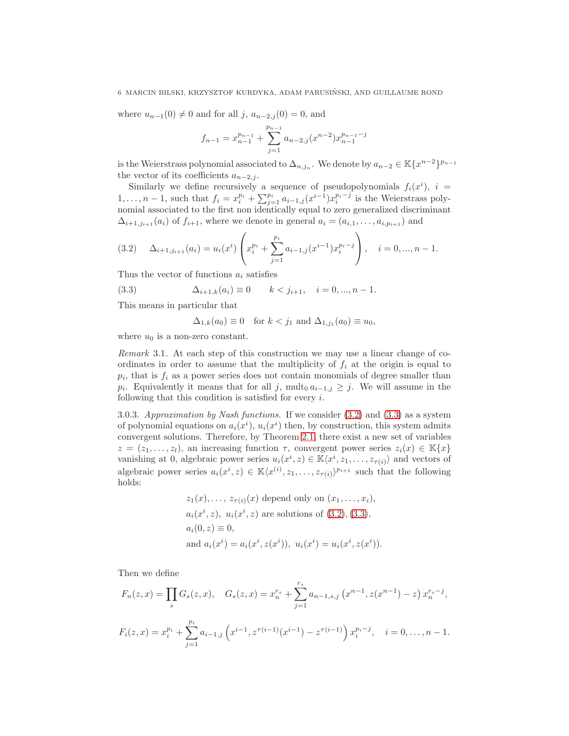where $u_{n-1}(0) \neq 0$ and for all $j$, $a_{n-2,j}(0) = 0$, and

$$f_{n-1} = x_{n-1}^{p_{n-1}} + \sum_{j=1}^{p_{n-1}} a_{n-2,j}(x^{n-2}) x_{n-1}^{p_{n-1}-j}$$

is the Weierstrass polynomial associated to $\Delta_{n,j_n}$. We denote by $a_{n-2} \in \mathbb{K}\{x^{n-2}\}^{p_{n-1}}$ the vector of its coefficients $a_{n-2,j}$.

Similarly we define recursively a sequence of pseudopolynomials $f_i(x^i)$, $i = 1, \ldots, n-1$, such that $f_i = x_i^{p_i} + \sum_{j=1}^{p_i} a_{i-1,j}(x^{i-1}) x_i^{p_i - j}$ is the Weierstrass polynomial associated to the first non identically equal to zero generalized discriminant $\Delta_{i+1,j_{i+1}}(a_i)$ of $f_{i+1}$, where we denote in general $a_i = (a_{i,1}, \ldots, a_{i,p_{i+1}})$ and

$$\Delta_{i+1,j_{i+1}}(a_i) = u_i(x^i) \left( x_i^{p_i} + \sum_{j=1}^{p_i} a_{i-1,j}(x^{i-1}) x_i^{p_i-j} \right), \quad i = 0, ..., n-1. \tag{3.2}$$

Thus the vector of functions $a_i$ satisfies

$$\Delta_{i+1,k}(a_i) \equiv 0 \qquad k < j_{i+1}, \quad i = 0, ..., n-1. \tag{3.3}$$

This means in particular that

$$\Delta_{1,k}(a_0) \equiv 0 \quad \text{for } k < j_1 \text{ and } \Delta_{1,j_1}(a_0) \equiv u_0,$$

where $u_0$ is a non-zero constant.

*Remark* 3.1. At each step of this construction we may use a linear change of coordinates in order to assume that the multiplicity of $f_i$ at the origin is equal to $p_i$, that is $f_i$ as a power series does not contain monomials of degree smaller than $p_i$. Equivalently it means that for all $j$, $\operatorname{mult}_0 a_{i-1,j} \geq j$. We will assume in the following that this condition is satisfied for every $i$.

3.0.3. *Approximation by Nash functions.* If we consider (3.2) and (3.3) as a system of polynomial equations on $a_i(x^i)$, $u_i(x^i)$ then, by construction, this system admits convergent solutions. Therefore, by Theorem 2.1, there exist a new set of variables $z = (z_1, \ldots, z_l)$, an increasing function $\tau$, convergent power series $z_i(x) \in \mathbb{K}\{x\}$ vanishing at 0, algebraic power series $u_i(x^i, z) \in \mathbb{K}\langle x^i, z_1, \ldots, z_{\tau(i)}\rangle$ and vectors of algebraic power series $a_i(x^i, z) \in \mathbb{K}\langle x^{(i)}, z_1, \ldots, z_{\tau(i)}\rangle^{p_{i+1}}$ such that the following holds:

$$\begin{aligned}
&z_1(x), \ldots, z_{\tau(i)}(x) \text{ depend only on } (x_1, \ldots, x_i),\\
&a_i(x^i, z),\ u_i(x^i, z) \text{ are solutions of (3.2), (3.3)},\\
&a_i(0, z) \equiv 0,\\
&\text{and } a_i(x^i) = a_i(x^i, z(x^i)),\ u_i(x^i) = u_i(x^i, z(x^i)).
\end{aligned}$$

Then we define

$$F_n(z, x) = \prod_s G_s(z, x), \quad G_s(z, x) = x_n^{r_s} + \sum_{j=1}^{r_s} a_{n-1,s,j}\left(x^{n-1}, z(x^{n-1}) - z\right) x_n^{r_s - j},$$

$$F_i(z, x) = x_i^{p_i} + \sum_{j=1}^{p_i} a_{i-1,j}\left(x^{i-1}, z^{\tau(i-1)}(x^{i-1}) - z^{\tau(i-1)}\right) x_i^{p_i - j}, \quad i = 0, \ldots, n-1.$$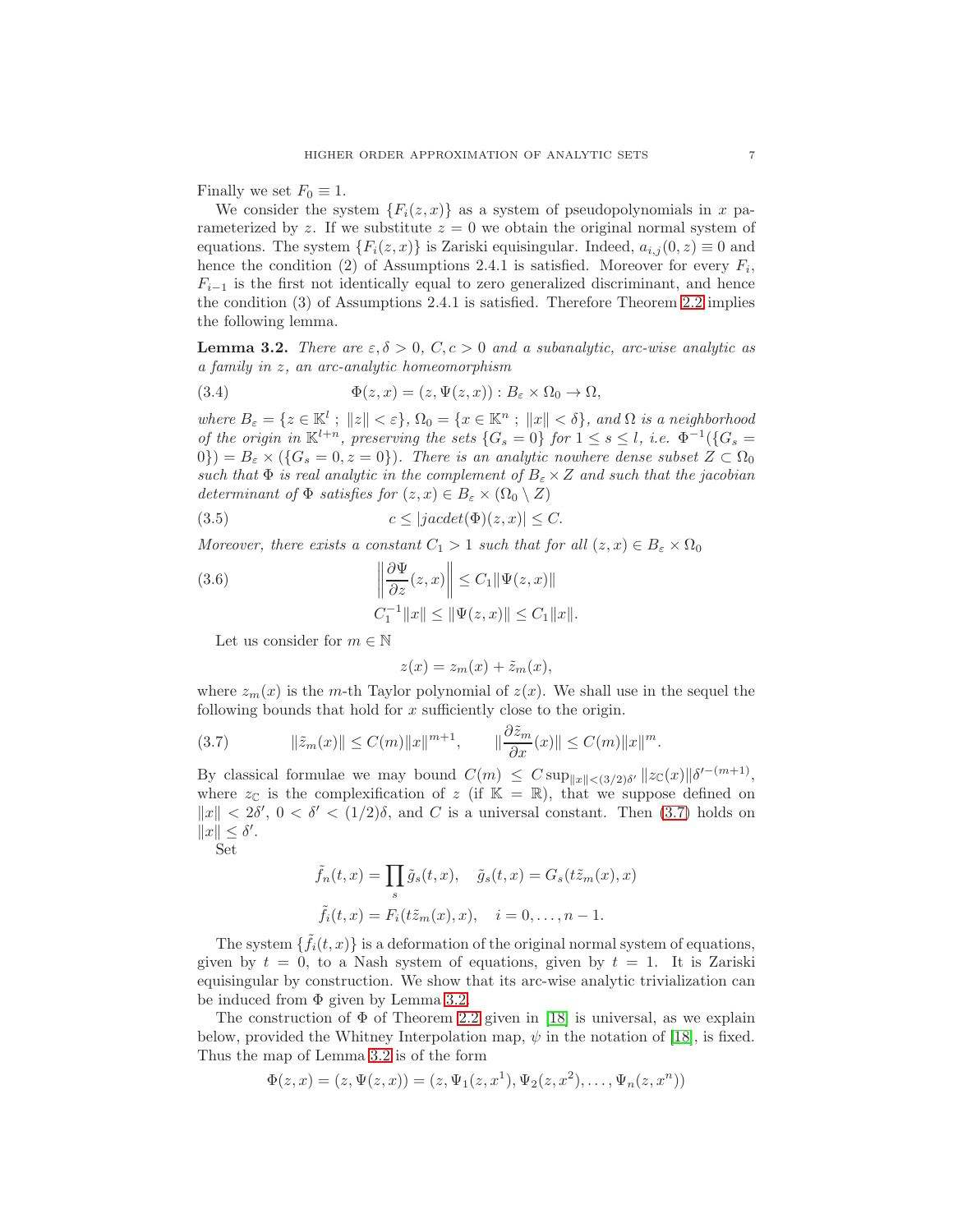Finally we set $F_0 \equiv 1$.

We consider the system $\{F_i(z,x)\}$ as a system of pseudopolynomials in $x$ parameterized by $z$. If we substitute $z = 0$ we obtain the original normal system of equations. The system $\{F_i(z,x)\}$ is Zariski equisingular. Indeed, $a_{i,j}(0,z) \equiv 0$ and hence the condition (2) of Assumptions 2.4.1 is satisfied. Moreover for every $F_i$, $F_{i-1}$ is the first not identically equal to zero generalized discriminant, and hence the condition (3) of Assumptions 2.4.1 is satisfied. Therefore Theorem 2.2 implies the following lemma.

**Lemma 3.2.** *There are $\varepsilon, \delta > 0$, $C, c > 0$ and a subanalytic, arc-wise analytic as a family in $z$, an arc-analytic homeomorphism*

$$\Phi(z,x) = (z, \Psi(z,x)) : B_\varepsilon \times \Omega_0 \to \Omega, \tag{3.4}$$

*where $B_\varepsilon = \{z \in \mathbb{K}^l \, ; \, \|z\| < \varepsilon\}$, $\Omega_0 = \{x \in \mathbb{K}^n \, ; \, \|x\| < \delta\}$, and $\Omega$ is a neighborhood of the origin in $\mathbb{K}^{l+n}$, preserving the sets $\{G_s = 0\}$ for $1 \le s \le l$, i.e. $\Phi^{-1}(\{G_s = 0\}) = B_\varepsilon \times (\{G_s = 0, z = 0\})$. There is an analytic nowhere dense subset $Z \subset \Omega_0$ such that $\Phi$ is real analytic in the complement of $B_\varepsilon \times Z$ and such that the jacobian determinant of $\Phi$ satisfies for $(z,x) \in B_\varepsilon \times (\Omega_0 \setminus Z)$*

$$c \le |jacdet(\Phi)(z,x)| \le C. \tag{3.5}$$

*Moreover, there exists a constant $C_1 > 1$ such that for all $(z,x) \in B_\varepsilon \times \Omega_0$*

$$\left\| \frac{\partial \Psi}{\partial z}(z,x) \right\| \le C_1 \|\Psi(z,x)\| \tag{3.6}$$

$$C_1^{-1}\|x\| \le \|\Psi(z,x)\| \le C_1 \|x\|.$$

Let us consider for $m \in \mathbb{N}$

$$z(x) = z_m(x) + \tilde{z}_m(x),$$

where $z_m(x)$ is the $m$-th Taylor polynomial of $z(x)$. We shall use in the sequel the following bounds that hold for $x$ sufficiently close to the origin.

$$\|\tilde{z}_m(x)\| \le C(m)\|x\|^{m+1}, \qquad \|\frac{\partial \tilde{z}_m}{\partial x}(x)\| \le C(m)\|x\|^m. \tag{3.7}$$

By classical formulae we may bound $C(m) \le C \sup_{\|x\| < (3/2)\delta'} \|z_{\mathbb{C}}(x)\| \delta'^{-(m+1)}$, where $z_{\mathbb{C}}$ is the complexification of $z$ (if $\mathbb{K} = \mathbb{R}$), that we suppose defined on $\|x\| < 2\delta'$, $0 < \delta' < (1/2)\delta$, and $C$ is a universal constant. Then (3.7) holds on $\|x\| \le \delta'$.

Set

$$\tilde{f}_n(t,x) = \prod_s \tilde{g}_s(t,x), \quad \tilde{g}_s(t,x) = G_s(t\tilde{z}_m(x), x)$$

$$\tilde{f}_i(t,x) = F_i(t\tilde{z}_m(x), x), \quad i = 0, \ldots, n-1.$$

The system $\{\tilde{f}_i(t,x)\}$ is a deformation of the original normal system of equations, given by $t = 0$, to a Nash system of equations, given by $t = 1$. It is Zariski equisingular by construction. We show that its arc-wise analytic trivialization can be induced from $\Phi$ given by Lemma 3.2.

The construction of $\Phi$ of Theorem 2.2 given in [18] is universal, as we explain below, provided the Whitney Interpolation map, $\psi$ in the notation of [18], is fixed. Thus the map of Lemma 3.2 is of the form

$$\Phi(z,x) = (z, \Psi(z,x)) = (z, \Psi_1(z,x^1), \Psi_2(z,x^2), \ldots, \Psi_n(z,x^n))$$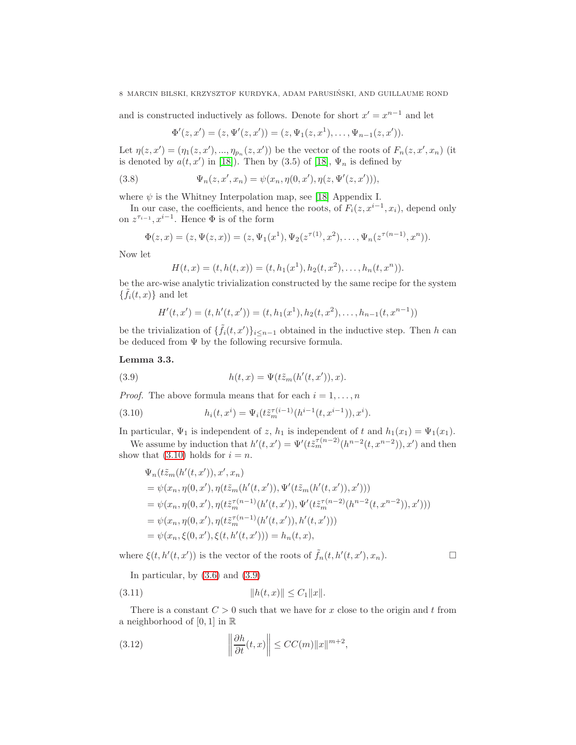and is constructed inductively as follows. Denote for short $x' = x^{n-1}$ and let

$$\Phi'(z, x') = (z, \Psi'(z, x')) = (z, \Psi_1(z, x^1), \dots, \Psi_{n-1}(z, x')).$$

Let $\eta(z, x') = (\eta_1(z, x'), ..., \eta_{p_n}(z, x'))$ be the vector of the roots of $F_n(z, x', x_n)$ (it is denoted by $a(t, x')$ in [18]). Then by (3.5) of [18], $\Psi_n$ is defined by

$$\Psi_n(z, x', x_n) = \psi(x_n, \eta(0, x'), \eta(z, \Psi'(z, x'))), \tag{3.8}$$

where $\psi$ is the Whitney Interpolation map, see [18] Appendix I.

In our case, the coefficients, and hence the roots, of $F_i(z, x^{i-1}, x_i)$, depend only on $z^{\tau_{i-1}}, x^{i-1}$. Hence $\Phi$ is of the form

$$\Phi(z, x) = (z, \Psi(z, x)) = (z, \Psi_1(x^1), \Psi_2(z^{\tau(1)}, x^2), \dots, \Psi_n(z^{\tau(n-1)}, x^n)).$$

Now let

$$H(t, x) = (t, h(t, x)) = (t, h_1(x^1), h_2(t, x^2), \dots, h_n(t, x^n)).$$

be the arc-wise analytic trivialization constructed by the same recipe for the system $\{\tilde{f}_i(t, x)\}$ and let

$$H'(t, x') = (t, h'(t, x')) = (t, h_1(x^1), h_2(t, x^2), \dots, h_{n-1}(t, x^{n-1}))$$

be the trivialization of $\{\tilde{f}_i(t, x')\}_{i \le n-1}$ obtained in the inductive step. Then $h$ can be deduced from $\Psi$ by the following recursive formula.

**Lemma 3.3.**

$$h(t, x) = \Psi(t\tilde{z}_m(h'(t, x')), x). \tag{3.9}$$

*Proof.* The above formula means that for each $i = 1, \dots, n$

$$h_i(t, x^i) = \Psi_i(t\tilde{z}_m^{\tau(i-1)}(h^{i-1}(t, x^{i-1})), x^i). \tag{3.10}$$

In particular, $\Psi_1$ is independent of $z$, $h_1$ is independent of $t$ and $h_1(x_1) = \Psi_1(x_1)$.

We assume by induction that $h'(t, x') = \Psi'(t\tilde{z}_m^{\tau(n-2)}(h^{n-2}(t, x^{n-2})), x')$ and then show that (3.10) holds for $i = n$.

$$\begin{aligned}
&\Psi_n(t\tilde{z}_m(h'(t, x')), x', x_n) \\
&= \psi(x_n, \eta(0, x'), \eta(t\tilde{z}_m(h'(t, x')), \Psi'(t\tilde{z}_m(h'(t, x')), x'))) \\
&= \psi(x_n, \eta(0, x'), \eta(t\tilde{z}_m^{\tau(n-1)}(h'(t, x')), \Psi'(t\tilde{z}_m^{\tau(n-2)}(h^{n-2}(t, x^{n-2})), x'))) \\
&= \psi(x_n, \eta(0, x'), \eta(t\tilde{z}_m^{\tau(n-1)}(h'(t, x')), h'(t, x'))) \\
&= \psi(x_n, \xi(0, x'), \xi(t, h'(t, x'))) = h_n(t, x),
\end{aligned}$$

where $\xi(t, h'(t, x'))$ is the vector of the roots of $\tilde{f}_n(t, h'(t, x'), x_n)$. $\square$

In particular, by (3.6) and (3.9)

$$\|h(t, x)\| \le C_1 \|x\|. \tag{3.11}$$

There is a constant $C > 0$ such that we have for $x$ close to the origin and $t$ from a neighborhood of $[0, 1]$ in $\mathbb{R}$

$$\left\| \frac{\partial h}{\partial t}(t, x) \right\| \le CC(m) \|x\|^{m+2}, \tag{3.12}$$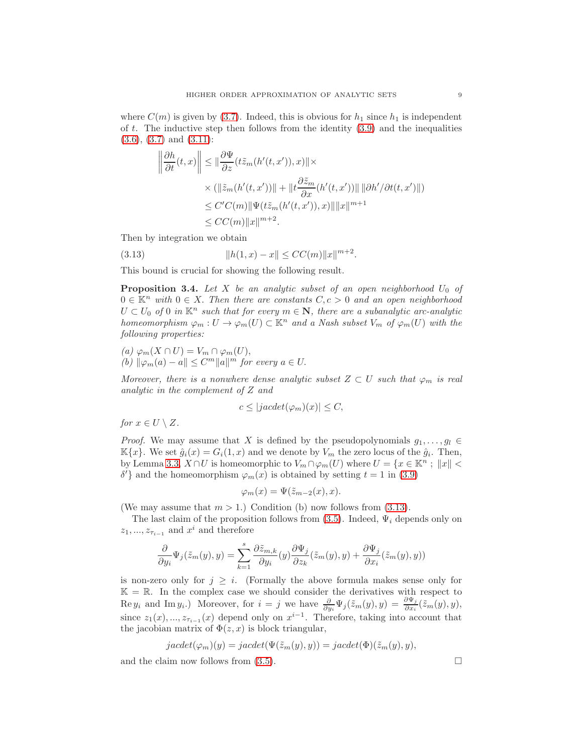where $C(m)$ is given by (3.7). Indeed, this is obvious for $h_1$ since $h_1$ is independent of $t$. The inductive step then follows from the identity (3.9) and the inequalities (3.6), (3.7) and (3.11):

$$
\begin{aligned}
\left\|\frac{\partial h}{\partial t}(t,x)\right\| &\leq \|\frac{\partial \Psi}{\partial z}(t\tilde{z}_m(h'(t,x')),x)\|\times \\
&\times (\|\tilde{z}_m(h'(t,x'))\| + \|t\frac{\partial \tilde{z}_m}{\partial x}(h'(t,x'))\|\,\|\partial h'/\partial t(t,x')\|) \\
&\leq C'C(m)\|\Psi(t\tilde{z}_m(h'(t,x')),x)\|\|x\|^{m+1} \\
&\leq CC(m)\|x\|^{m+2}.
\end{aligned}
$$

Then by integration we obtain

$$
\|h(1,x) - x\| \leq CC(m)\|x\|^{m+2}. \tag{3.13}
$$

This bound is crucial for showing the following result.

**Proposition 3.4.** *Let $X$ be an analytic subset of an open neighborhood $U_0$ of $0 \in \mathbb{K}^n$ with $0 \in X$. Then there are constants $C, c > 0$ and an open neighborhood $U \subset U_0$ of $0$ in $\mathbb{K}^n$ such that for every $m \in \mathbf{N}$, there are a subanalytic arc-analytic homeomorphism $\varphi_m : U \to \varphi_m(U) \subset \mathbb{K}^n$ and a Nash subset $V_m$ of $\varphi_m(U)$ with the following properties:*

*(a) $\varphi_m(X \cap U) = V_m \cap \varphi_m(U)$,*
*(b) $\|\varphi_m(a) - a\| \leq C^m\|a\|^m$ for every $a \in U$.*

*Moreover, there is a nowhere dense analytic subset $Z \subset U$ such that $\varphi_m$ is real analytic in the complement of $Z$ and*

$$
c \leq |jacdet(\varphi_m)(x)| \leq C,
$$

*for $x \in U \setminus Z$.*

*Proof.* We may assume that $X$ is defined by the pseudopolynomials $g_1, \ldots, g_l \in \mathbb{K}\{x\}$. We set $\hat{g}_i(x) = G_i(1,x)$ and we denote by $V_m$ the zero locus of the $\hat{g}_i$. Then, by Lemma 3.3, $X \cap U$ is homeomorphic to $V_m \cap \varphi_m(U)$ where $U = \{x \in \mathbb{K}^n\ ;\ \|x\| < \delta'\}$ and the homeomorphism $\varphi_m(x)$ is obtained by setting $t = 1$ in (3.9)

$$
\varphi_m(x) = \Psi(\tilde{z}_{m-2}(x), x).
$$

(We may assume that $m > 1$.) Condition (b) now follows from (3.13).

The last claim of the proposition follows from (3.5). Indeed, $\Psi_i$ depends only on $z_1, \ldots, z_{\tau_{i-1}}$ and $x^i$ and therefore

$$
\frac{\partial}{\partial y_i}\Psi_j(\tilde{z}_m(y),y) = \sum_{k=1}^{s} \frac{\partial \tilde{z}_{m,k}}{\partial y_i}(y)\frac{\partial \Psi_j}{\partial z_k}(\tilde{z}_m(y),y) + \frac{\partial \Psi_j}{\partial x_i}(\tilde{z}_m(y),y))
$$

is non-zero only for $j \geq i$. (Formally the above formula makes sense only for $\mathbb{K} = \mathbb{R}$. In the complex case we should consider the derivatives with respect to $\operatorname{Re} y_i$ and $\operatorname{Im} y_i$.) Moreover, for $i = j$ we have $\frac{\partial}{\partial y_i}\Psi_j(\tilde{z}_m(y),y) = \frac{\partial \Psi_j}{\partial x_i}(\tilde{z}_m(y),y)$, since $z_1(x), \ldots, z_{\tau_{i-1}}(x)$ depend only on $x^{i-1}$. Therefore, taking into account that the jacobian matrix of $\Phi(z,x)$ is block triangular,

$$
jacdet(\varphi_m)(y) = jacdet(\Psi(\tilde{z}_m(y),y)) = jacdet(\Phi)(\tilde{z}_m(y),y),
$$

and the claim now follows from (3.5). $\square$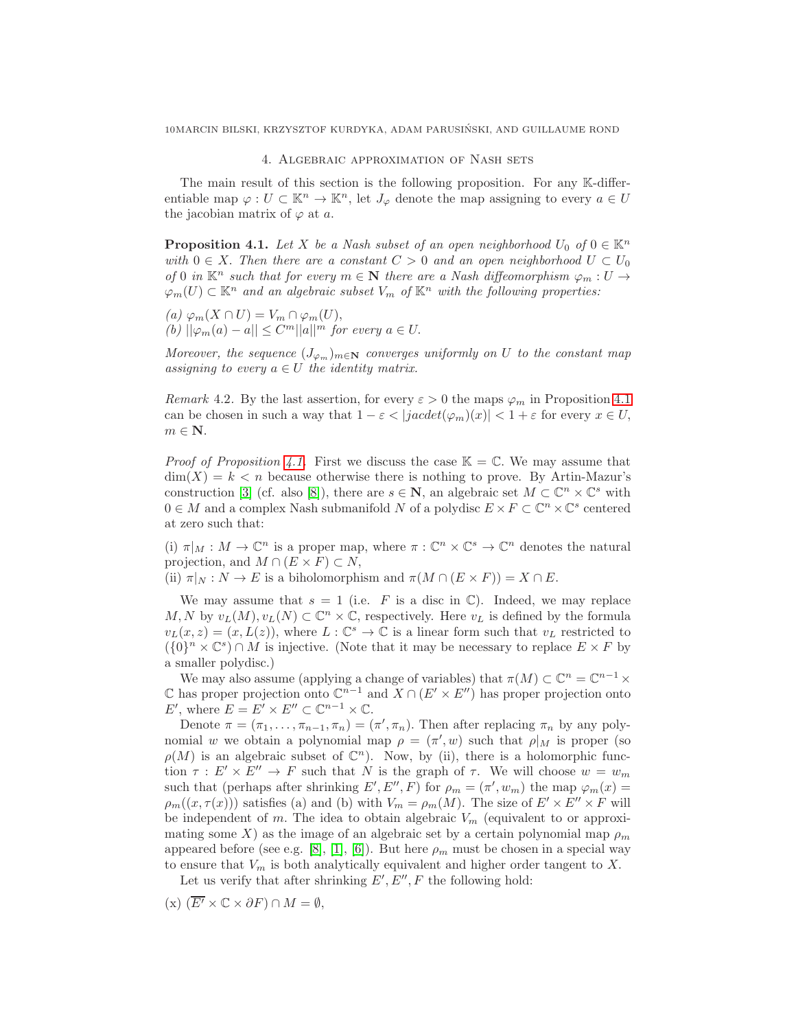## 4. Algebraic approximation of Nash sets

The main result of this section is the following proposition. For any $\mathbb{K}$-differentiable map $\varphi : U \subset \mathbb{K}^n \to \mathbb{K}^n$, let $J_\varphi$ denote the map assigning to every $a \in U$ the jacobian matrix of $\varphi$ at $a$.

**Proposition 4.1.** *Let $X$ be a Nash subset of an open neighborhood $U_0$ of $0 \in \mathbb{K}^n$ with $0 \in X$. Then there are a constant $C > 0$ and an open neighborhood $U \subset U_0$ of $0$ in $\mathbb{K}^n$ such that for every $m \in \mathbf{N}$ there are a Nash diffeomorphism $\varphi_m : U \to \varphi_m(U) \subset \mathbb{K}^n$ and an algebraic subset $V_m$ of $\mathbb{K}^n$ with the following properties:*

*(a) $\varphi_m(X \cap U) = V_m \cap \varphi_m(U)$,*
*(b) $||\varphi_m(a) - a|| \leq C^m ||a||^m$ for every $a \in U$.*

*Moreover, the sequence $(J_{\varphi_m})_{m\in\mathbf{N}}$ converges uniformly on $U$ to the constant map assigning to every $a \in U$ the identity matrix.*

*Remark* 4.2. By the last assertion, for every $\varepsilon > 0$ the maps $\varphi_m$ in Proposition 4.1 can be chosen in such a way that $1 - \varepsilon < |jacdet(\varphi_m)(x)| < 1 + \varepsilon$ for every $x \in U$, $m \in \mathbf{N}$.

*Proof of Proposition 4.1.* First we discuss the case $\mathbb{K} = \mathbb{C}$. We may assume that $\dim(X) = k < n$ because otherwise there is nothing to prove. By Artin-Mazur's construction [3] (cf. also [8]), there are $s \in \mathbf{N}$, an algebraic set $M \subset \mathbb{C}^n \times \mathbb{C}^s$ with $0 \in M$ and a complex Nash submanifold $N$ of a polydisc $E \times F \subset \mathbb{C}^n \times \mathbb{C}^s$ centered at zero such that:

(i) $\pi|_M : M \to \mathbb{C}^n$ is a proper map, where $\pi : \mathbb{C}^n \times \mathbb{C}^s \to \mathbb{C}^n$ denotes the natural projection, and $M \cap (E \times F) \subset N$,
(ii) $\pi|_N : N \to E$ is a biholomorphism and $\pi(M \cap (E \times F)) = X \cap E$.

We may assume that $s = 1$ (i.e. $F$ is a disc in $\mathbb{C}$). Indeed, we may replace $M, N$ by $v_L(M), v_L(N) \subset \mathbb{C}^n \times \mathbb{C}$, respectively. Here $v_L$ is defined by the formula $v_L(x, z) = (x, L(z))$, where $L : \mathbb{C}^s \to \mathbb{C}$ is a linear form such that $v_L$ restricted to $(\{0\}^n \times \mathbb{C}^s) \cap M$ is injective. (Note that it may be necessary to replace $E \times F$ by a smaller polydisc.)

We may also assume (applying a change of variables) that $\pi(M) \subset \mathbb{C}^n = \mathbb{C}^{n-1} \times \mathbb{C}$ has proper projection onto $\mathbb{C}^{n-1}$ and $X \cap (E' \times E'')$ has proper projection onto $E'$, where $E = E' \times E'' \subset \mathbb{C}^{n-1} \times \mathbb{C}$.

Denote $\pi = (\pi_1, \ldots, \pi_{n-1}, \pi_n) = (\pi', \pi_n)$. Then after replacing $\pi_n$ by any polynomial $w$ we obtain a polynomial map $\rho = (\pi', w)$ such that $\rho|_M$ is proper (so $\rho(M)$ is an algebraic subset of $\mathbb{C}^n$). Now, by (ii), there is a holomorphic function $\tau : E' \times E'' \to F$ such that $N$ is the graph of $\tau$. We will choose $w = w_m$ such that (perhaps after shrinking $E', E'', F$) for $\rho_m = (\pi', w_m)$ the map $\varphi_m(x) = \rho_m((x, \tau(x)))$ satisfies (a) and (b) with $V_m = \rho_m(M)$. The size of $E' \times E'' \times F$ will be independent of $m$. The idea to obtain algebraic $V_m$ (equivalent to or approximating some $X$) as the image of an algebraic set by a certain polynomial map $\rho_m$ appeared before (see e.g. [8], [1], [6]). But here $\rho_m$ must be chosen in a special way to ensure that $V_m$ is both analytically equivalent and higher order tangent to $X$.

Let us verify that after shrinking $E', E'', F$ the following hold:

(x) $(\overline{E'} \times \mathbb{C} \times \partial F) \cap M = \emptyset$,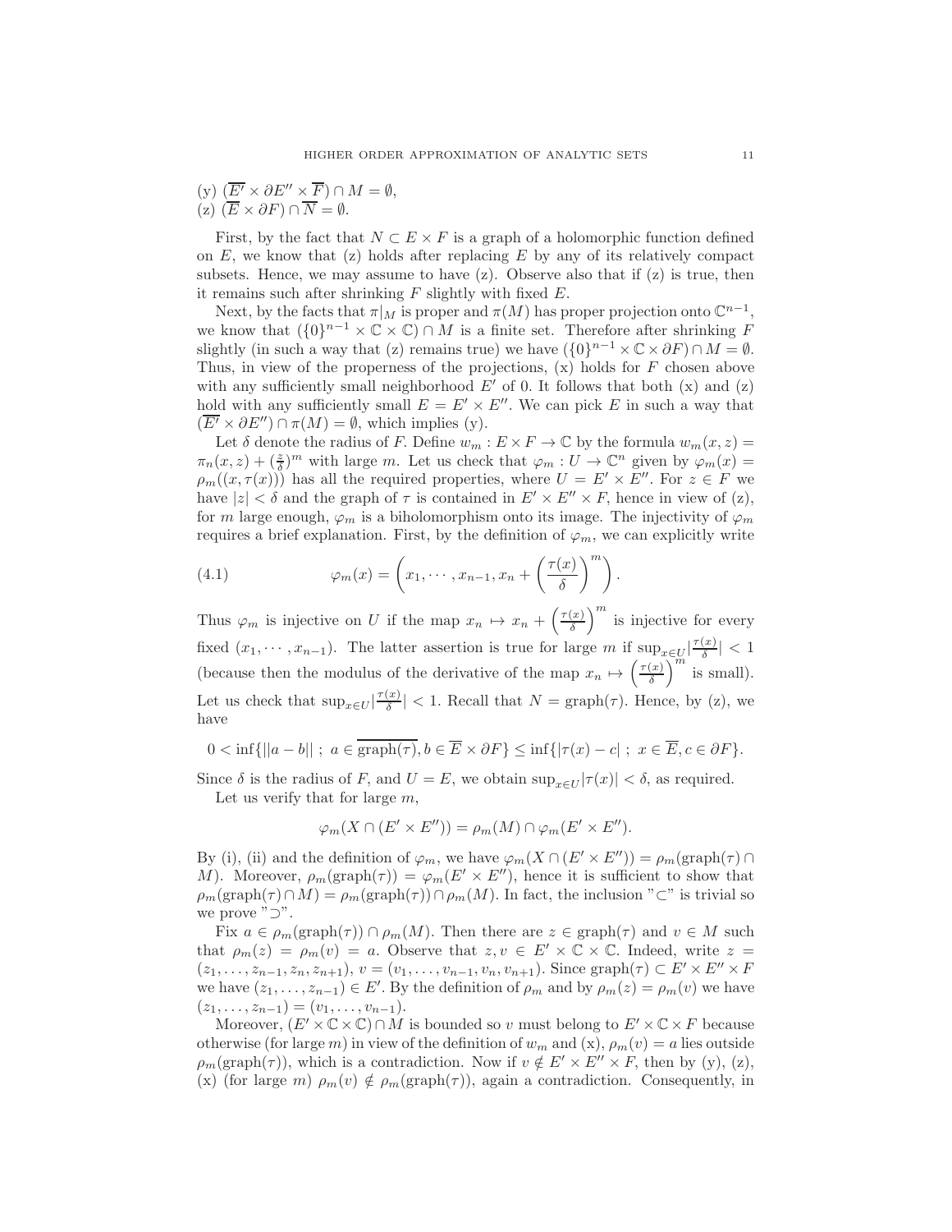(y) $(\overline{E'} \times \partial E'' \times \overline{F}) \cap M = \emptyset$,
(z) $(\overline{E} \times \partial F) \cap \overline{N} = \emptyset$.

First, by the fact that $N \subset E \times F$ is a graph of a holomorphic function defined on $E$, we know that (z) holds after replacing $E$ by any of its relatively compact subsets. Hence, we may assume to have (z). Observe also that if (z) is true, then it remains such after shrinking $F$ slightly with fixed $E$.

Next, by the facts that $\pi|_M$ is proper and $\pi(M)$ has proper projection onto $\mathbb{C}^{n-1}$, we know that $(\{0\}^{n-1} \times \mathbb{C} \times \mathbb{C}) \cap M$ is a finite set. Therefore after shrinking $F$ slightly (in such a way that (z) remains true) we have $(\{0\}^{n-1} \times \mathbb{C} \times \partial F) \cap M = \emptyset$. Thus, in view of the properness of the projections, (x) holds for $F$ chosen above with any sufficiently small neighborhood $E'$ of 0. It follows that both (x) and (z) hold with any sufficiently small $E = E' \times E''$. We can pick $E$ in such a way that $(\overline{E'} \times \partial E'') \cap \pi(M) = \emptyset$, which implies (y).

Let $\delta$ denote the radius of $F$. Define $w_m : E \times F \to \mathbb{C}$ by the formula $w_m(x, z) = \pi_n(x, z) + (\frac{z}{\delta})^m$ with large $m$. Let us check that $\varphi_m : U \to \mathbb{C}^n$ given by $\varphi_m(x) = \rho_m((x, \tau(x)))$ has all the required properties, where $U = E' \times E''$. For $z \in F$ we have $|z| < \delta$ and the graph of $\tau$ is contained in $E' \times E'' \times F$, hence in view of (z), for $m$ large enough, $\varphi_m$ is a biholomorphism onto its image. The injectivity of $\varphi_m$ requires a brief explanation. First, by the definition of $\varphi_m$, we can explicitly write

$$\varphi_m(x) = \left(x_1, \cdots, x_{n-1}, x_n + \left(\frac{\tau(x)}{\delta}\right)^m\right). \tag{4.1}$$

Thus $\varphi_m$ is injective on $U$ if the map $x_n \mapsto x_n + \left(\frac{\tau(x)}{\delta}\right)^m$ is injective for every fixed $(x_1, \cdots, x_{n-1})$. The latter assertion is true for large $m$ if $\sup_{x \in U} |\frac{\tau(x)}{\delta}| < 1$ (because then the modulus of the derivative of the map $x_n \mapsto \left(\frac{\tau(x)}{\delta}\right)^m$ is small). Let us check that $\sup_{x \in U} |\frac{\tau(x)}{\delta}| < 1$. Recall that $N = \operatorname{graph}(\tau)$. Hence, by (z), we have

$$0 < \inf\{||a - b|| \; ; \; a \in \overline{\operatorname{graph}(\tau)}, b \in \overline{E} \times \partial F\} \leq \inf\{|\tau(x) - c| \; ; \; x \in \overline{E}, c \in \partial F\}.$$

Since $\delta$ is the radius of $F$, and $U = E$, we obtain $\sup_{x \in U} |\tau(x)| < \delta$, as required.

Let us verify that for large $m$,

$$\varphi_m(X \cap (E' \times E'')) = \rho_m(M) \cap \varphi_m(E' \times E'').$$

By (i), (ii) and the definition of $\varphi_m$, we have $\varphi_m(X \cap (E' \times E'')) = \rho_m(\operatorname{graph}(\tau) \cap M)$. Moreover, $\rho_m(\operatorname{graph}(\tau)) = \varphi_m(E' \times E'')$, hence it is sufficient to show that $\rho_m(\operatorname{graph}(\tau) \cap M) = \rho_m(\operatorname{graph}(\tau)) \cap \rho_m(M)$. In fact, the inclusion "$\subset$" is trivial so we prove "$\supset$".

Fix $a \in \rho_m(\operatorname{graph}(\tau)) \cap \rho_m(M)$. Then there are $z \in \operatorname{graph}(\tau)$ and $v \in M$ such that $\rho_m(z) = \rho_m(v) = a$. Observe that $z, v \in E' \times \mathbb{C} \times \mathbb{C}$. Indeed, write $z = (z_1, \ldots, z_{n-1}, z_n, z_{n+1})$, $v = (v_1, \ldots, v_{n-1}, v_n, v_{n+1})$. Since $\operatorname{graph}(\tau) \subset E' \times E'' \times F$ we have $(z_1, \ldots, z_{n-1}) \in E'$. By the definition of $\rho_m$ and by $\rho_m(z) = \rho_m(v)$ we have $(z_1, \ldots, z_{n-1}) = (v_1, \ldots, v_{n-1})$.

Moreover, $(E' \times \mathbb{C} \times \mathbb{C}) \cap M$ is bounded so $v$ must belong to $E' \times \mathbb{C} \times F$ because otherwise (for large $m$) in view of the definition of $w_m$ and (x), $\rho_m(v) = a$ lies outside $\rho_m(\operatorname{graph}(\tau))$, which is a contradiction. Now if $v \notin E' \times E'' \times F$, then by (y), (z), (x) (for large $m$) $\rho_m(v) \notin \rho_m(\operatorname{graph}(\tau))$, again a contradiction. Consequently, in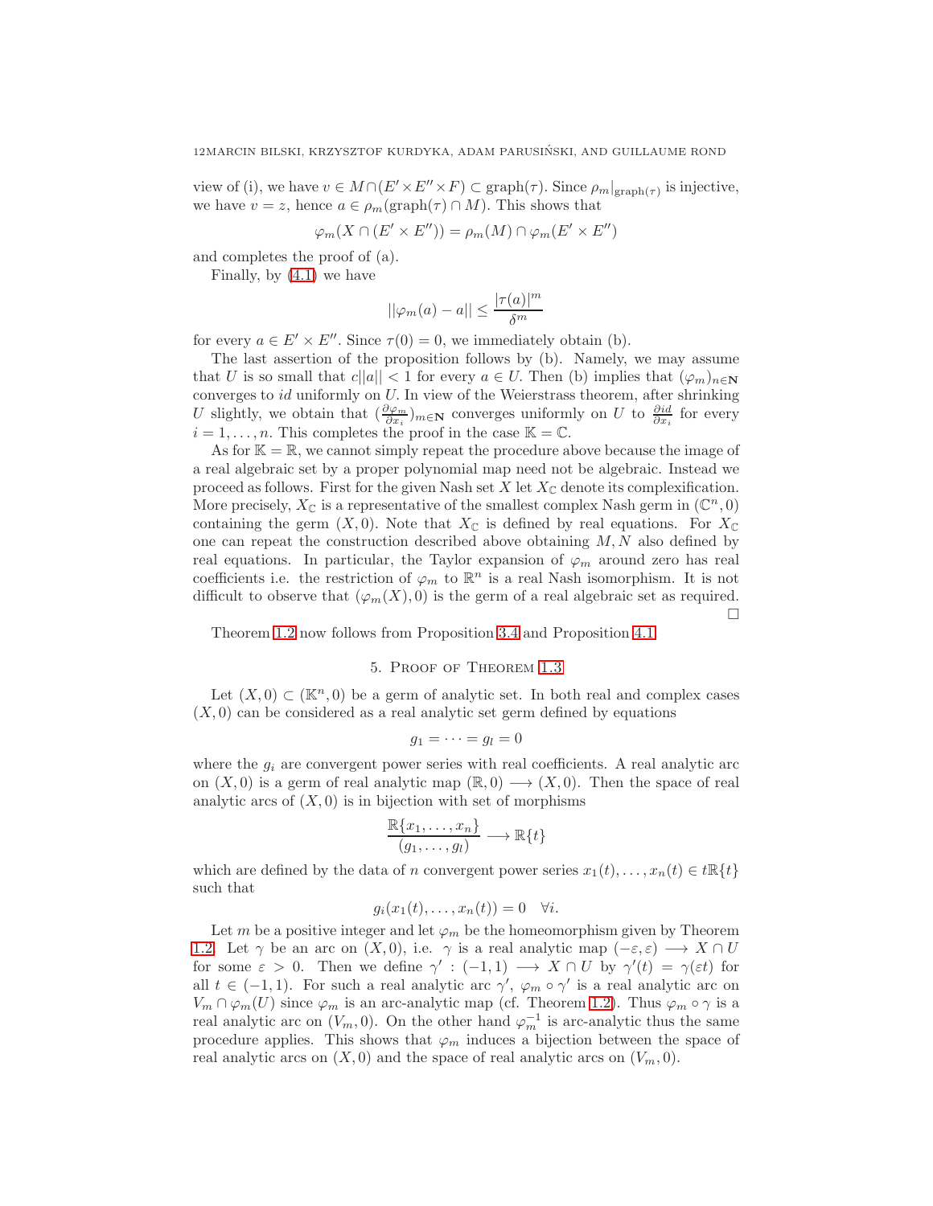view of (i), we have $v \in M \cap (E' \times E'' \times F) \subset \mathrm{graph}(\tau)$. Since $\rho_m|_{\mathrm{graph}(\tau)}$ is injective, we have $v = z$, hence $a \in \rho_m(\mathrm{graph}(\tau) \cap M)$. This shows that

$$\varphi_m(X \cap (E' \times E'')) = \rho_m(M) \cap \varphi_m(E' \times E'')$$

and completes the proof of (a).

Finally, by (4.1) we have

$$||\varphi_m(a) - a|| \leq \frac{|\tau(a)|^m}{\delta^m}$$

for every $a \in E' \times E''$. Since $\tau(0) = 0$, we immediately obtain (b).

The last assertion of the proposition follows by (b). Namely, we may assume that $U$ is so small that $c||a|| < 1$ for every $a \in U$. Then (b) implies that $(\varphi_m)_{m\in\mathbf{N}}$ converges to $id$ uniformly on $U$. In view of the Weierstrass theorem, after shrinking $U$ slightly, we obtain that $(\frac{\partial \varphi_m}{\partial x_i})_{m\in\mathbf{N}}$ converges uniformly on $U$ to $\frac{\partial id}{\partial x_i}$ for every $i = 1, \ldots, n$. This completes the proof in the case $\mathbb{K} = \mathbb{C}$.

As for $\mathbb{K} = \mathbb{R}$, we cannot simply repeat the procedure above because the image of a real algebraic set by a proper polynomial map need not be algebraic. Instead we proceed as follows. First for the given Nash set $X$ let $X_{\mathbb{C}}$ denote its complexification. More precisely, $X_{\mathbb{C}}$ is a representative of the smallest complex Nash germ in $(\mathbb{C}^n, 0)$ containing the germ $(X, 0)$. Note that $X_{\mathbb{C}}$ is defined by real equations. For $X_{\mathbb{C}}$ one can repeat the construction described above obtaining $M, N$ also defined by real equations. In particular, the Taylor expansion of $\varphi_m$ around zero has real coefficients i.e. the restriction of $\varphi_m$ to $\mathbb{R}^n$ is a real Nash isomorphism. It is not difficult to observe that $(\varphi_m(X), 0)$ is the germ of a real algebraic set as required. □

Theorem 1.2 now follows from Proposition 3.4 and Proposition 4.1.

## 5. Proof of Theorem 1.3

Let $(X, 0) \subset (\mathbb{K}^n, 0)$ be a germ of analytic set. In both real and complex cases $(X, 0)$ can be considered as a real analytic set germ defined by equations

$$g_1 = \cdots = g_l = 0$$

where the $g_i$ are convergent power series with real coefficients. A real analytic arc on $(X, 0)$ is a germ of real analytic map $(\mathbb{R}, 0) \longrightarrow (X, 0)$. Then the space of real analytic arcs of $(X, 0)$ is in bijection with set of morphisms

$$\frac{\mathbb{R}\{x_1, \ldots, x_n\}}{(g_1, \ldots, g_l)} \longrightarrow \mathbb{R}\{t\}$$

which are defined by the data of $n$ convergent power series $x_1(t), \ldots, x_n(t) \in t\mathbb{R}\{t\}$ such that

$$g_i(x_1(t), \ldots, x_n(t)) = 0 \quad \forall i.$$

Let $m$ be a positive integer and let $\varphi_m$ be the homeomorphism given by Theorem 1.2. Let $\gamma$ be an arc on $(X, 0)$, i.e. $\gamma$ is a real analytic map $(-\varepsilon, \varepsilon) \longrightarrow X \cap U$ for some $\varepsilon > 0$. Then we define $\gamma' : (-1, 1) \longrightarrow X \cap U$ by $\gamma'(t) = \gamma(\varepsilon t)$ for all $t \in (-1, 1)$. For such a real analytic arc $\gamma'$, $\varphi_m \circ \gamma'$ is a real analytic arc on $V_m \cap \varphi_m(U)$ since $\varphi_m$ is an arc-analytic map (cf. Theorem 1.2). Thus $\varphi_m \circ \gamma$ is a real analytic arc on $(V_m, 0)$. On the other hand $\varphi_m^{-1}$ is arc-analytic thus the same procedure applies. This shows that $\varphi_m$ induces a bijection between the space of real analytic arcs on $(X, 0)$ and the space of real analytic arcs on $(V_m, 0)$.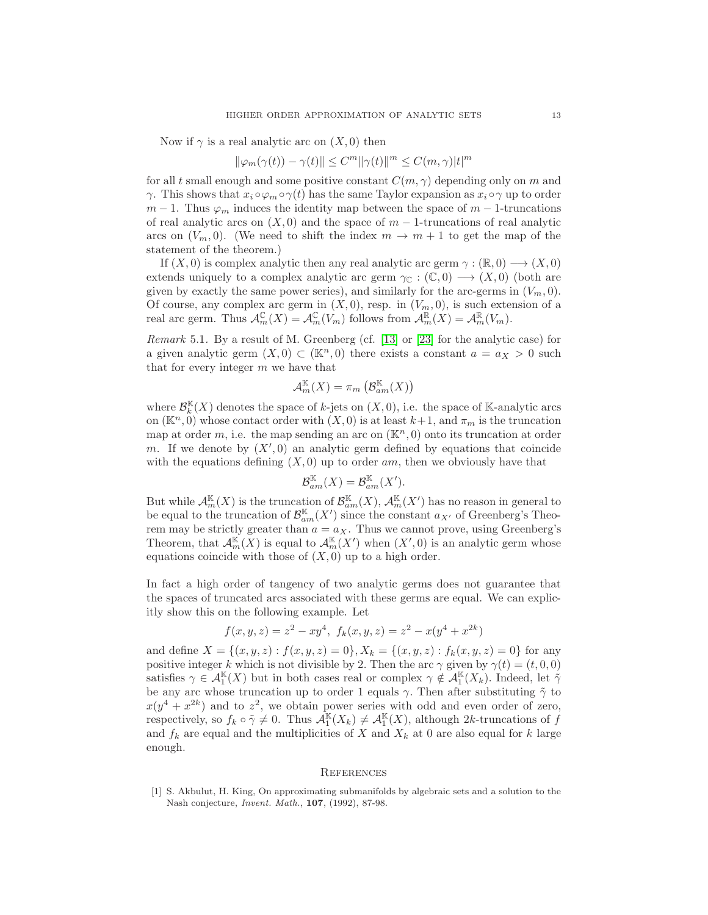Now if $\gamma$ is a real analytic arc on $(X,0)$ then

$$\|\varphi_m(\gamma(t)) - \gamma(t)\| \leq C^m \|\gamma(t)\|^m \leq C(m,\gamma)|t|^m$$

for all $t$ small enough and some positive constant $C(m,\gamma)$ depending only on $m$ and $\gamma$. This shows that $x_i \circ \varphi_m \circ \gamma(t)$ has the same Taylor expansion as $x_i \circ \gamma$ up to order $m-1$. Thus $\varphi_m$ induces the identity map between the space of $m-1$-truncations of real analytic arcs on $(X,0)$ and the space of $m-1$-truncations of real analytic arcs on $(V_m,0)$. (We need to shift the index $m \to m+1$ to get the map of the statement of the theorem.)

If $(X,0)$ is complex analytic then any real analytic arc germ $\gamma : (\mathbb{R},0) \longrightarrow (X,0)$ extends uniquely to a complex analytic arc germ $\gamma_{\mathbb{C}} : (\mathbb{C},0) \longrightarrow (X,0)$ (both are given by exactly the same power series), and similarly for the arc-germs in $(V_m,0)$. Of course, any complex arc germ in $(X,0)$, resp. in $(V_m,0)$, is such extension of a real arc germ. Thus $\mathcal{A}_m^{\mathbb{C}}(X) = \mathcal{A}_m^{\mathbb{C}}(V_m)$ follows from $\mathcal{A}_m^{\mathbb{R}}(X) = \mathcal{A}_m^{\mathbb{R}}(V_m)$.

*Remark* 5.1. By a result of M. Greenberg (cf. [13] or [23] for the analytic case) for a given analytic germ $(X,0) \subset (\mathbb{K}^n,0)$ there exists a constant $a = a_X > 0$ such that for every integer $m$ we have that

$$\mathcal{A}_m^{\mathbb{K}}(X) = \pi_m\left(\mathcal{B}_{am}^{\mathbb{K}}(X)\right)$$

where $\mathcal{B}_k^{\mathbb{K}}(X)$ denotes the space of $k$-jets on $(X,0)$, i.e. the space of $\mathbb{K}$-analytic arcs on $(\mathbb{K}^n,0)$ whose contact order with $(X,0)$ is at least $k+1$, and $\pi_m$ is the truncation map at order $m$, i.e. the map sending an arc on $(\mathbb{K}^n,0)$ onto its truncation at order $m$. If we denote by $(X',0)$ an analytic germ defined by equations that coincide with the equations defining $(X,0)$ up to order $am$, then we obviously have that

$$\mathcal{B}_{am}^{\mathbb{K}}(X) = \mathcal{B}_{am}^{\mathbb{K}}(X').$$

But while $\mathcal{A}_m^{\mathbb{K}}(X)$ is the truncation of $\mathcal{B}_{am}^{\mathbb{K}}(X)$, $\mathcal{A}_m^{\mathbb{K}}(X')$ has no reason in general to be equal to the truncation of $\mathcal{B}_{am}^{\mathbb{K}}(X')$ since the constant $a_{X'}$ of Greenberg's Theorem may be strictly greater than $a = a_X$. Thus we cannot prove, using Greenberg's Theorem, that $\mathcal{A}_m^{\mathbb{K}}(X)$ is equal to $\mathcal{A}_m^{\mathbb{K}}(X')$ when $(X',0)$ is an analytic germ whose equations coincide with those of $(X,0)$ up to a high order.

In fact a high order of tangency of two analytic germs does not guarantee that the spaces of truncated arcs associated with these germs are equal. We can explicitly show this on the following example. Let

$$f(x,y,z) = z^2 - xy^4, \ f_k(x,y,z) = z^2 - x(y^4 + x^{2k})$$

and define $X = \{(x,y,z) : f(x,y,z) = 0\}, X_k = \{(x,y,z) : f_k(x,y,z) = 0\}$ for any positive integer $k$ which is not divisible by 2. Then the arc $\gamma$ given by $\gamma(t) = (t,0,0)$ satisfies $\gamma \in \mathcal{A}_1^{\mathbb{K}}(X)$ but in both cases real or complex $\gamma \notin \mathcal{A}_1^{\mathbb{K}}(X_k)$. Indeed, let $\tilde{\gamma}$ be any arc whose truncation up to order 1 equals $\gamma$. Then after substituting $\tilde{\gamma}$ to $x(y^4 + x^{2k})$ and to $z^2$, we obtain power series with odd and even order of zero, respectively, so $f_k \circ \tilde{\gamma} \neq 0$. Thus $\mathcal{A}_1^{\mathbb{K}}(X_k) \neq \mathcal{A}_1^{\mathbb{K}}(X)$, although $2k$-truncations of $f$ and $f_k$ are equal and the multiplicities of $X$ and $X_k$ at 0 are also equal for $k$ large enough.

## References

[1] S. Akbulut, H. King, On approximating submanifolds by algebraic sets and a solution to the Nash conjecture, *Invent. Math.*, **107**, (1992), 87-98.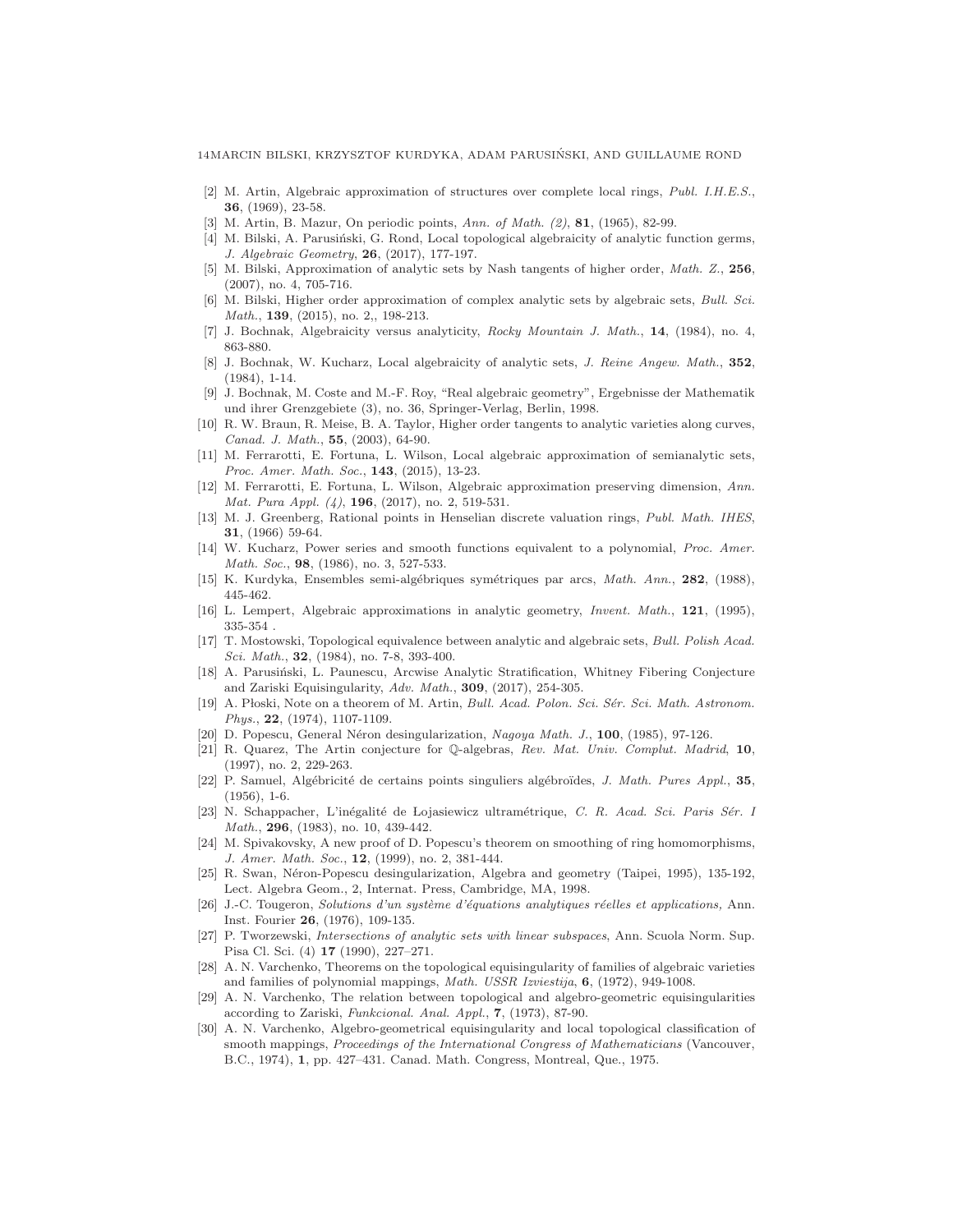[2] M. Artin, Algebraic approximation of structures over complete local rings, *Publ. I.H.E.S.*, **36**, (1969), 23-58.

[3] M. Artin, B. Mazur, On periodic points, *Ann. of Math. (2)*, **81**, (1965), 82-99.

[4] M. Bilski, A. Parusiński, G. Rond, Local topological algebraicity of analytic function germs, *J. Algebraic Geometry*, **26**, (2017), 177-197.

[5] M. Bilski, Approximation of analytic sets by Nash tangents of higher order, *Math. Z.*, **256**, (2007), no. 4, 705-716.

[6] M. Bilski, Higher order approximation of complex analytic sets by algebraic sets, *Bull. Sci. Math.*, **139**, (2015), no. 2,, 198-213.

[7] J. Bochnak, Algebraicity versus analyticity, *Rocky Mountain J. Math.*, **14**, (1984), no. 4, 863-880.

[8] J. Bochnak, W. Kucharz, Local algebraicity of analytic sets, *J. Reine Angew. Math.*, **352**, (1984), 1-14.

[9] J. Bochnak, M. Coste and M.-F. Roy, "Real algebraic geometry", Ergebnisse der Mathematik und ihrer Grenzgebiete (3), no. 36, Springer-Verlag, Berlin, 1998.

[10] R. W. Braun, R. Meise, B. A. Taylor, Higher order tangents to analytic varieties along curves, *Canad. J. Math.*, **55**, (2003), 64-90.

[11] M. Ferrarotti, E. Fortuna, L. Wilson, Local algebraic approximation of semianalytic sets, *Proc. Amer. Math. Soc.*, **143**, (2015), 13-23.

[12] M. Ferrarotti, E. Fortuna, L. Wilson, Algebraic approximation preserving dimension, *Ann. Mat. Pura Appl. (4)*, **196**, (2017), no. 2, 519-531.

[13] M. J. Greenberg, Rational points in Henselian discrete valuation rings, *Publ. Math. IHES*, **31**, (1966) 59-64.

[14] W. Kucharz, Power series and smooth functions equivalent to a polynomial, *Proc. Amer. Math. Soc.*, **98**, (1986), no. 3, 527-533.

[15] K. Kurdyka, Ensembles semi-algébriques symétriques par arcs, *Math. Ann.*, **282**, (1988), 445-462.

[16] L. Lempert, Algebraic approximations in analytic geometry, *Invent. Math.*, **121**, (1995), 335-354 .

[17] T. Mostowski, Topological equivalence between analytic and algebraic sets, *Bull. Polish Acad. Sci. Math.*, **32**, (1984), no. 7-8, 393-400.

[18] A. Parusiński, L. Paunescu, Arcwise Analytic Stratification, Whitney Fibering Conjecture and Zariski Equisingularity, *Adv. Math.*, **309**, (2017), 254-305.

[19] A. Płoski, Note on a theorem of M. Artin, *Bull. Acad. Polon. Sci. Sér. Sci. Math. Astronom. Phys.*, **22**, (1974), 1107-1109.

[20] D. Popescu, General Néron desingularization, *Nagoya Math. J.*, **100**, (1985), 97-126.

[21] R. Quarez, The Artin conjecture for $\mathbb{Q}$-algebras, *Rev. Mat. Univ. Complut. Madrid*, **10**, (1997), no. 2, 229-263.

[22] P. Samuel, Algébricité de certains points singuliers algébroïdes, *J. Math. Pures Appl.*, **35**, (1956), 1-6.

[23] N. Schappacher, L'inégalité de Łojasiewicz ultramétrique, *C. R. Acad. Sci. Paris Sér. I Math.*, **296**, (1983), no. 10, 439-442.

[24] M. Spivakovsky, A new proof of D. Popescu's theorem on smoothing of ring homomorphisms, *J. Amer. Math. Soc.*, **12**, (1999), no. 2, 381-444.

[25] R. Swan, Néron-Popescu desingularization, Algebra and geometry (Taipei, 1995), 135-192, Lect. Algebra Geom., 2, Internat. Press, Cambridge, MA, 1998.

[26] J.-C. Tougeron, *Solutions d'un système d'équations analytiques réelles et applications,* Ann. Inst. Fourier **26**, (1976), 109-135.

[27] P. Tworzewski, *Intersections of analytic sets with linear subspaces*, Ann. Scuola Norm. Sup. Pisa Cl. Sci. (4) **17** (1990), 227–271.

[28] A. N. Varchenko, Theorems on the topological equisingularity of families of algebraic varieties and families of polynomial mappings, *Math. USSR Izviestija*, **6**, (1972), 949-1008.

[29] A. N. Varchenko, The relation between topological and algebro-geometric equisingularities according to Zariski, *Funkcional. Anal. Appl.*, **7**, (1973), 87-90.

[30] A. N. Varchenko, Algebro-geometrical equisingularity and local topological classification of smooth mappings, *Proceedings of the International Congress of Mathematicians* (Vancouver, B.C., 1974), **1**, pp. 427–431. Canad. Math. Congress, Montreal, Que., 1975.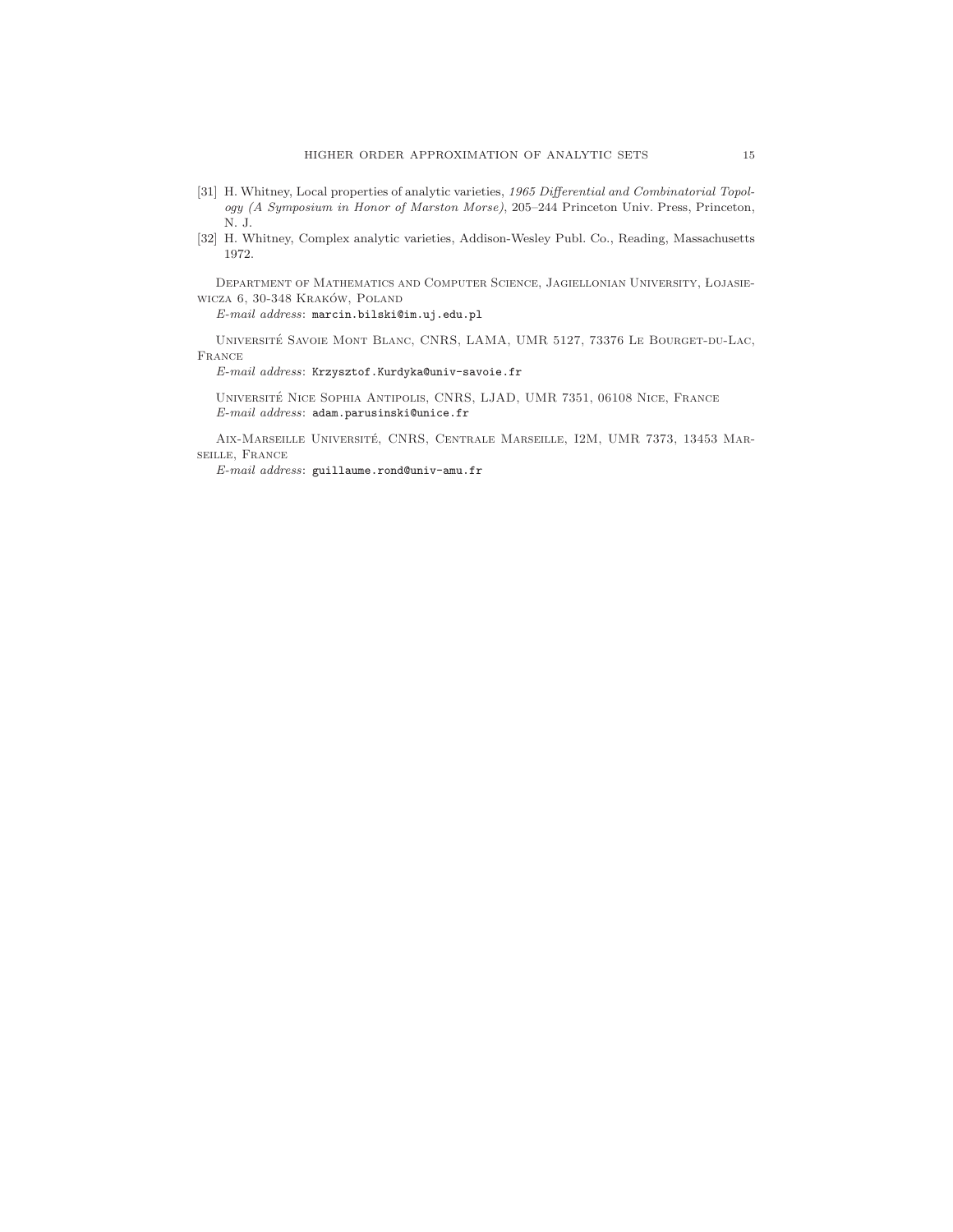[31] H. Whitney, Local properties of analytic varieties, *1965 Differential and Combinatorial Topology (A Symposium in Honor of Marston Morse)*, 205–244 Princeton Univ. Press, Princeton, N. J.

[32] H. Whitney, Complex analytic varieties, Addison-Wesley Publ. Co., Reading, Massachusetts 1972.

Department of Mathematics and Computer Science, Jagiellonian University, Łojasiewicza 6, 30-348 Kraków, Poland

*E-mail address*: marcin.bilski@im.uj.edu.pl

Université Savoie Mont Blanc, CNRS, LAMA, UMR 5127, 73376 Le Bourget-du-Lac, France

*E-mail address*: Krzysztof.Kurdyka@univ-savoie.fr

Université Nice Sophia Antipolis, CNRS, LJAD, UMR 7351, 06108 Nice, France

*E-mail address*: adam.parusinski@unice.fr

Aix-Marseille Université, CNRS, Centrale Marseille, I2M, UMR 7373, 13453 Marseille, France

*E-mail address*: guillaume.rond@univ-amu.fr